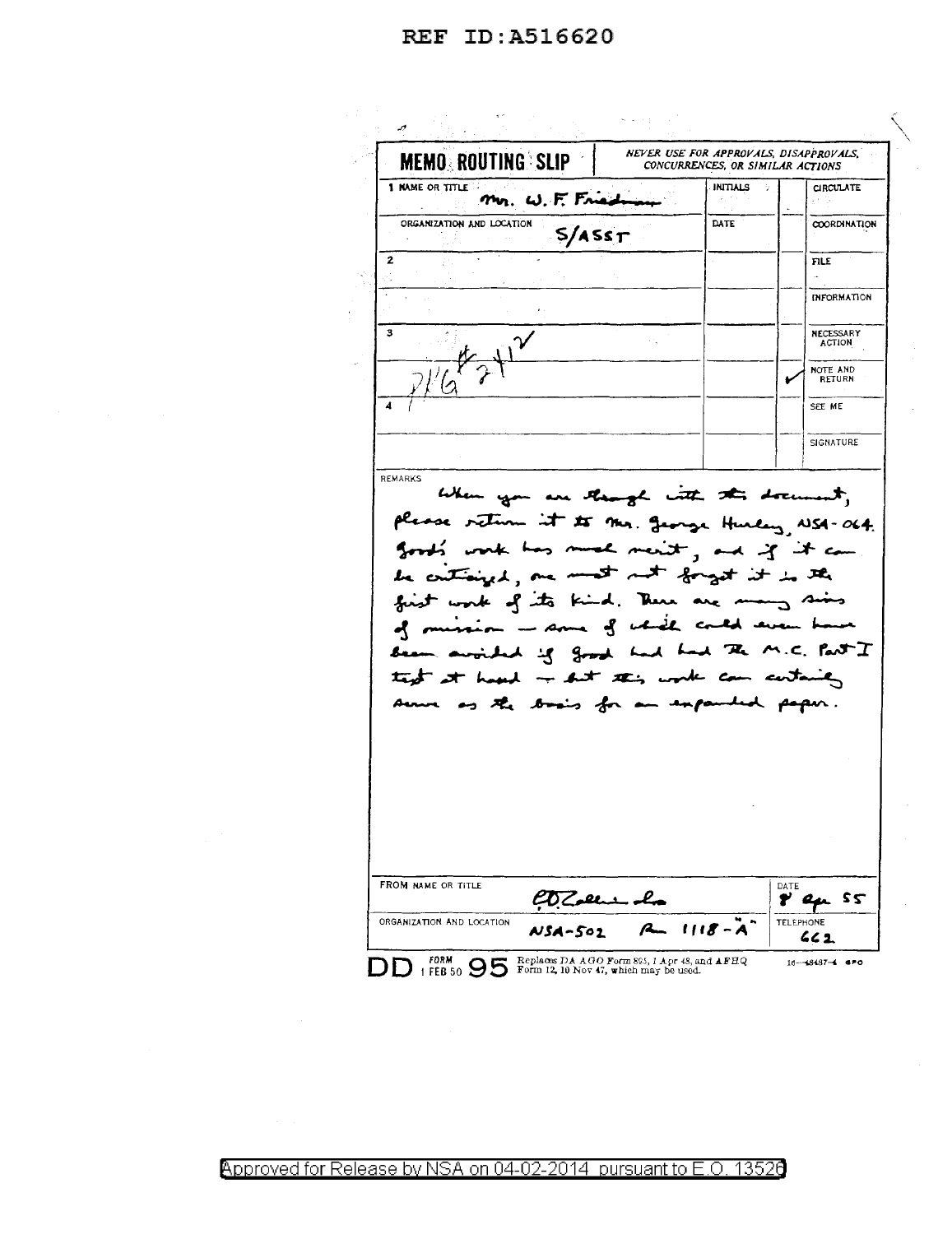REF ID:A516620

**MEMO ROUTING SLIP** — NEVER USE FOR APPROVALS, DISAPPROVALS, CONCURRENCES, OR SIMILAR ACTIONS

| NAME OR TITLE | INITIALS | | |
|---|---|---|---|
| 1 Mr. W. F. Friedman | | | CIRCULATE |
| ORGANIZATION AND LOCATION: S/ASST | DATE | | COORDINATION |
| 2 | | | FILE |
| | | | INFORMATION |
| 3 | | | NECESSARY ACTION |
| PKG #241 ✓ | | ✓ | NOTE AND RETURN |
| 4 | | | SEE ME |
| | | | SIGNATURE |

REMARKS

When you are through with this document, please return it to Mr. George Hurley, NSA-064. Good's work has much merit, and if it can be criticized, one must not forget it is the first work of its kind. There are many sins of omission — some of which could even have been avoided if Good had had the M.C. Part I text at hand — but this work can certainly serve as the basis for an expanded paper.

FROM NAME OR TITLE: ED Zollner Jr. — DATE: 8 Apr 55

ORGANIZATION AND LOCATION: NSA-502 Rm 1118-"A" — TELEPHONE: 662

DD FORM 95, 1 FEB 50 — Replaces DA AGO Form 895, 1 Apr 48, and AFHQ Form 12, 10 Nov 47, which may be used. 16—48487-4 GPO

Approved for Release by NSA on 04-02-2014 pursuant to E.O. 13526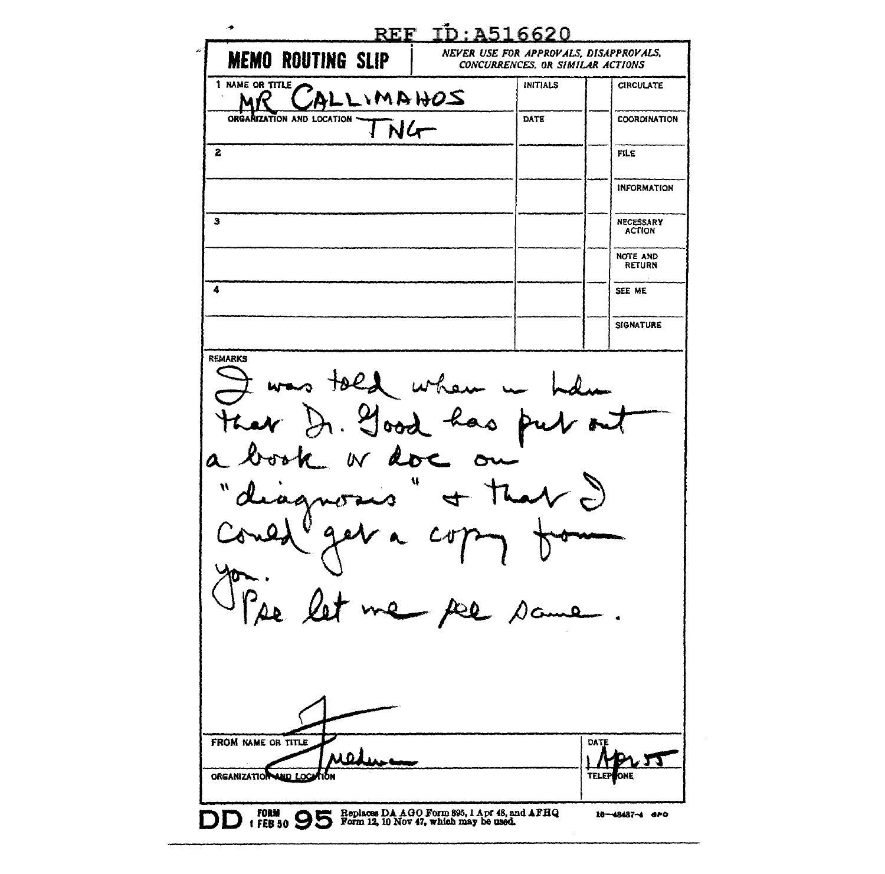REF ID:A516620

# MEMO ROUTING SLIP

*NEVER USE FOR APPROVALS, DISAPPROVALS, CONCURRENCES, OR SIMILAR ACTIONS*

| | | | |
|---|---|---|---|
| 1 NAME OR TITLE MR CALLIMAHOS | INITIALS | | CIRCULATE |
| ORGANIZATION AND LOCATION TNG | DATE | | COORDINATION |
| 2 | | | FILE |
| | | | INFORMATION |
| 3 | | | NECESSARY ACTION |
| | | | NOTE AND RETURN |
| 4 | | | SEE ME |
| | | | SIGNATURE |

REMARKS

I was told when in Ldn that Dr. Good has put out a book or doc on "diagnosis" & that I could get a copy from you.

Pse let me see same.

FROM NAME OR TITLE Friedman

DATE 1 Apr 55

ORGANIZATION AND LOCATION

TELEPHONE

DD FORM 1 FEB 50 95 Replaces DA AGO Form 895, 1 Apr 48, and AFHQ Form 12, 10 Nov 47, which may be used.

16—48487-4 GPO